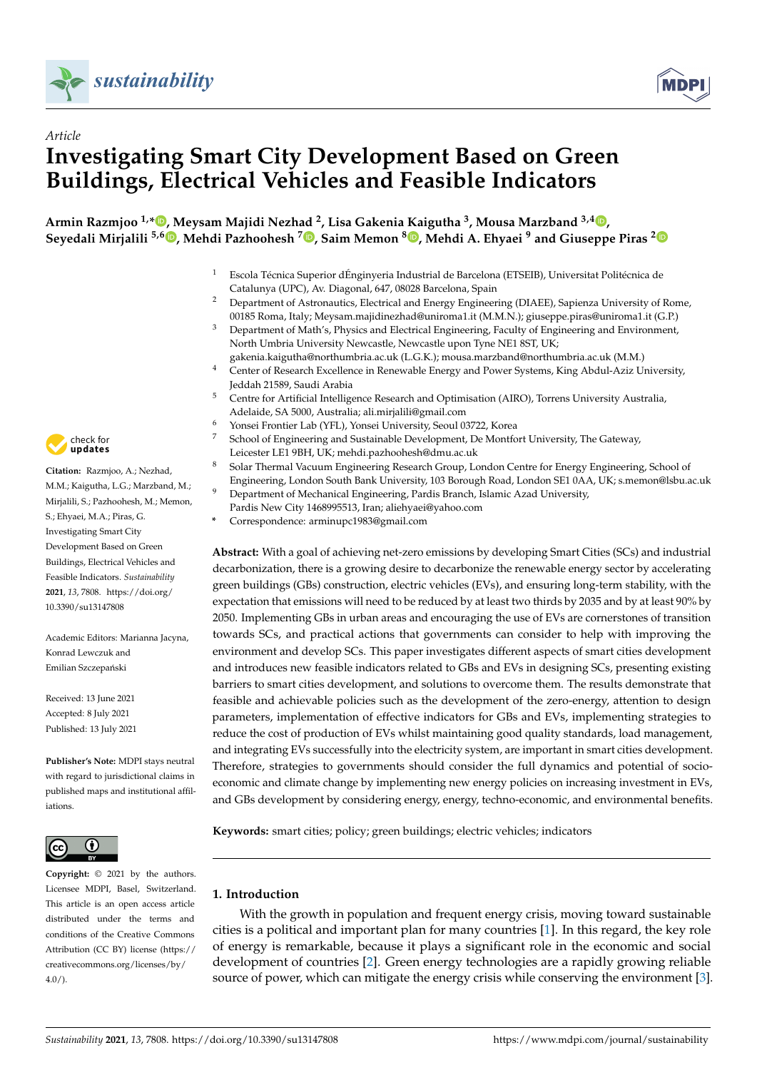*Article*

# Investigating Smart City Development Based on Green Buildings, Electrical Vehicles and Feasible Indicators

**Armin Razmjoo [1,*], Meysam Majidi Nezhad [2], Lisa Gakenia Kaigutha [3], Mousa Marzband [3,4], Seyedali Mirjalili [5,6], Mehdi Pazhoohesh [7], Saim Memon [8], Mehdi A. Ehyaei [9] and Giuseppe Piras [2]**

[1] Escola Técnica Superior dÉnginyeria Industrial de Barcelona (ETSEIB), Universitat Politécnica de Catalunya (UPC), Av. Diagonal, 647, 08028 Barcelona, Spain
[2] Department of Astronautics, Electrical and Energy Engineering (DIAEE), Sapienza University of Rome, 00185 Roma, Italy; Meysam.majidinezhad@uniroma1.it (M.M.N.); giuseppe.piras@uniroma1.it (G.P.)
[3] Department of Math's, Physics and Electrical Engineering, Faculty of Engineering and Environment, North Umbria University Newcastle, Newcastle upon Tyne NE1 8ST, UK; gakenia.kaigutha@northumbria.ac.uk (L.G.K.); mousa.marzband@northumbria.ac.uk (M.M.)
[4] Center of Research Excellence in Renewable Energy and Power Systems, King Abdul-Aziz University, Jeddah 21589, Saudi Arabia
[5] Centre for Artificial Intelligence Research and Optimisation (AIRO), Torrens University Australia, Adelaide, SA 5000, Australia; ali.mirjalili@gmail.com
[6] Yonsei Frontier Lab (YFL), Yonsei University, Seoul 03722, Korea
[7] School of Engineering and Sustainable Development, De Montfort University, The Gateway, Leicester LE1 9BH, UK; mehdi.pazhoohesh@dmu.ac.uk
[8] Solar Thermal Vacuum Engineering Research Group, London Centre for Energy Engineering, School of Engineering, London South Bank University, 103 Borough Road, London SE1 0AA, UK; s.memon@lsbu.ac.uk
[9] Department of Mechanical Engineering, Pardis Branch, Islamic Azad University, Pardis New City 1468995513, Iran; aliehyaei@yahoo.com
\* Correspondence: arminupc1983@gmail.com

**Citation:** Razmjoo, A.; Nezhad, M.M.; Kaigutha, L.G.; Marzband, M.; Mirjalili, S.; Pazhoohesh, M.; Memon, S.; Ehyaei, M.A.; Piras, G. Investigating Smart City Development Based on Green Buildings, Electrical Vehicles and Feasible Indicators. *Sustainability* **2021**, *13*, 7808. https://doi.org/10.3390/su13147808

Academic Editors: Marianna Jacyna, Konrad Lewczuk and Emilian Szczepański

Received: 13 June 2021
Accepted: 8 July 2021
Published: 13 July 2021

**Publisher's Note:** MDPI stays neutral with regard to jurisdictional claims in published maps and institutional affiliations.

**Copyright:** © 2021 by the authors. Licensee MDPI, Basel, Switzerland. This article is an open access article distributed under the terms and conditions of the Creative Commons Attribution (CC BY) license (https://creativecommons.org/licenses/by/4.0/).

**Abstract:** With a goal of achieving net-zero emissions by developing Smart Cities (SCs) and industrial decarbonization, there is a growing desire to decarbonize the renewable energy sector by accelerating green buildings (GBs) construction, electric vehicles (EVs), and ensuring long-term stability, with the expectation that emissions will need to be reduced by at least two thirds by 2035 and by at least 90% by 2050. Implementing GBs in urban areas and encouraging the use of EVs are cornerstones of transition towards SCs, and practical actions that governments can consider to help with improving the environment and develop SCs. This paper investigates different aspects of smart cities development and introduces new feasible indicators related to GBs and EVs in designing SCs, presenting existing barriers to smart cities development, and solutions to overcome them. The results demonstrate that feasible and achievable policies such as the development of the zero-energy, attention to design parameters, implementation of effective indicators for GBs and EVs, implementing strategies to reduce the cost of production of EVs whilst maintaining good quality standards, load management, and integrating EVs successfully into the electricity system, are important in smart cities development. Therefore, strategies to governments should consider the full dynamics and potential of socio-economic and climate change by implementing new energy policies on increasing investment in EVs, and GBs development by considering energy, energy, techno-economic, and environmental benefits.

**Keywords:** smart cities; policy; green buildings; electric vehicles; indicators

## 1. Introduction

With the growth in population and frequent energy crisis, moving toward sustainable cities is a political and important plan for many countries [1]. In this regard, the key role of energy is remarkable, because it plays a significant role in the economic and social development of countries [2]. Green energy technologies are a rapidly growing reliable source of power, which can mitigate the energy crisis while conserving the environment [3].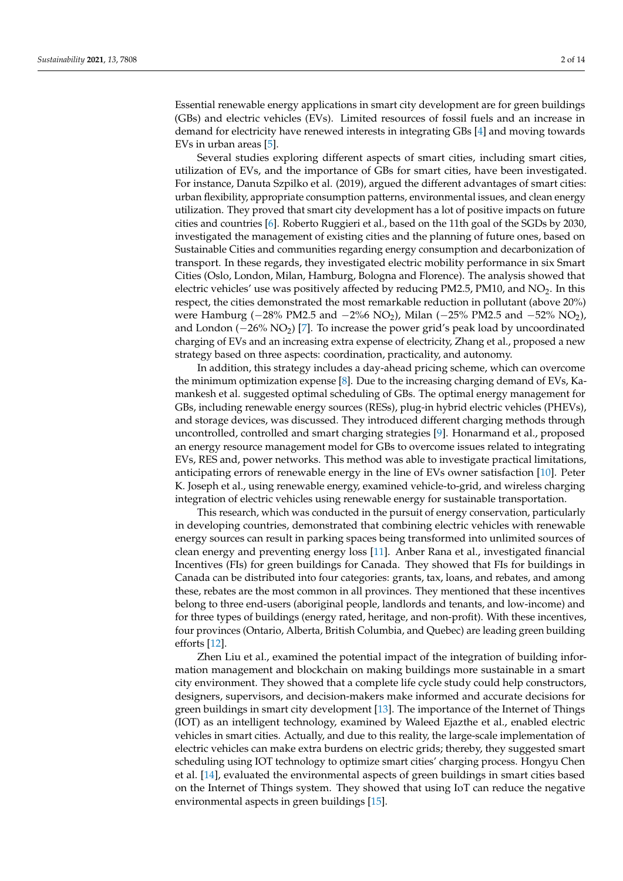Essential renewable energy applications in smart city development are for green buildings (GBs) and electric vehicles (EVs). Limited resources of fossil fuels and an increase in demand for electricity have renewed interests in integrating GBs [4] and moving towards EVs in urban areas [5].

Several studies exploring different aspects of smart cities, including smart cities, utilization of EVs, and the importance of GBs for smart cities, have been investigated. For instance, Danuta Szpilko et al. (2019), argued the different advantages of smart cities: urban flexibility, appropriate consumption patterns, environmental issues, and clean energy utilization. They proved that smart city development has a lot of positive impacts on future cities and countries [6]. Roberto Ruggieri et al., based on the 11th goal of the SGDs by 2030, investigated the management of existing cities and the planning of future ones, based on Sustainable Cities and communities regarding energy consumption and decarbonization of transport. In these regards, they investigated electric mobility performance in six Smart Cities (Oslo, London, Milan, Hamburg, Bologna and Florence). The analysis showed that electric vehicles' use was positively affected by reducing PM2.5, PM10, and $NO_2$. In this respect, the cities demonstrated the most remarkable reduction in pollutant (above 20%) were Hamburg (−28% PM2.5 and −2%6 $NO_2$), Milan (−25% PM2.5 and −52% $NO_2$), and London (−26% $NO_2$) [7]. To increase the power grid's peak load by uncoordinated charging of EVs and an increasing extra expense of electricity, Zhang et al., proposed a new strategy based on three aspects: coordination, practicality, and autonomy.

In addition, this strategy includes a day-ahead pricing scheme, which can overcome the minimum optimization expense [8]. Due to the increasing charging demand of EVs, Kamankesh et al. suggested optimal scheduling of GBs. The optimal energy management for GBs, including renewable energy sources (RESs), plug-in hybrid electric vehicles (PHEVs), and storage devices, was discussed. They introduced different charging methods through uncontrolled, controlled and smart charging strategies [9]. Honarmand et al., proposed an energy resource management model for GBs to overcome issues related to integrating EVs, RES and, power networks. This method was able to investigate practical limitations, anticipating errors of renewable energy in the line of EVs owner satisfaction [10]. Peter K. Joseph et al., using renewable energy, examined vehicle-to-grid, and wireless charging integration of electric vehicles using renewable energy for sustainable transportation.

This research, which was conducted in the pursuit of energy conservation, particularly in developing countries, demonstrated that combining electric vehicles with renewable energy sources can result in parking spaces being transformed into unlimited sources of clean energy and preventing energy loss [11]. Anber Rana et al., investigated financial Incentives (FIs) for green buildings for Canada. They showed that FIs for buildings in Canada can be distributed into four categories: grants, tax, loans, and rebates, and among these, rebates are the most common in all provinces. They mentioned that these incentives belong to three end-users (aboriginal people, landlords and tenants, and low-income) and for three types of buildings (energy rated, heritage, and non-profit). With these incentives, four provinces (Ontario, Alberta, British Columbia, and Quebec) are leading green building efforts [12].

Zhen Liu et al., examined the potential impact of the integration of building information management and blockchain on making buildings more sustainable in a smart city environment. They showed that a complete life cycle study could help constructors, designers, supervisors, and decision-makers make informed and accurate decisions for green buildings in smart city development [13]. The importance of the Internet of Things (IOT) as an intelligent technology, examined by Waleed Ejazthe et al., enabled electric vehicles in smart cities. Actually, and due to this reality, the large-scale implementation of electric vehicles can make extra burdens on electric grids; thereby, they suggested smart scheduling using IOT technology to optimize smart cities' charging process. Hongyu Chen et al. [14], evaluated the environmental aspects of green buildings in smart cities based on the Internet of Things system. They showed that using IoT can reduce the negative environmental aspects in green buildings [15].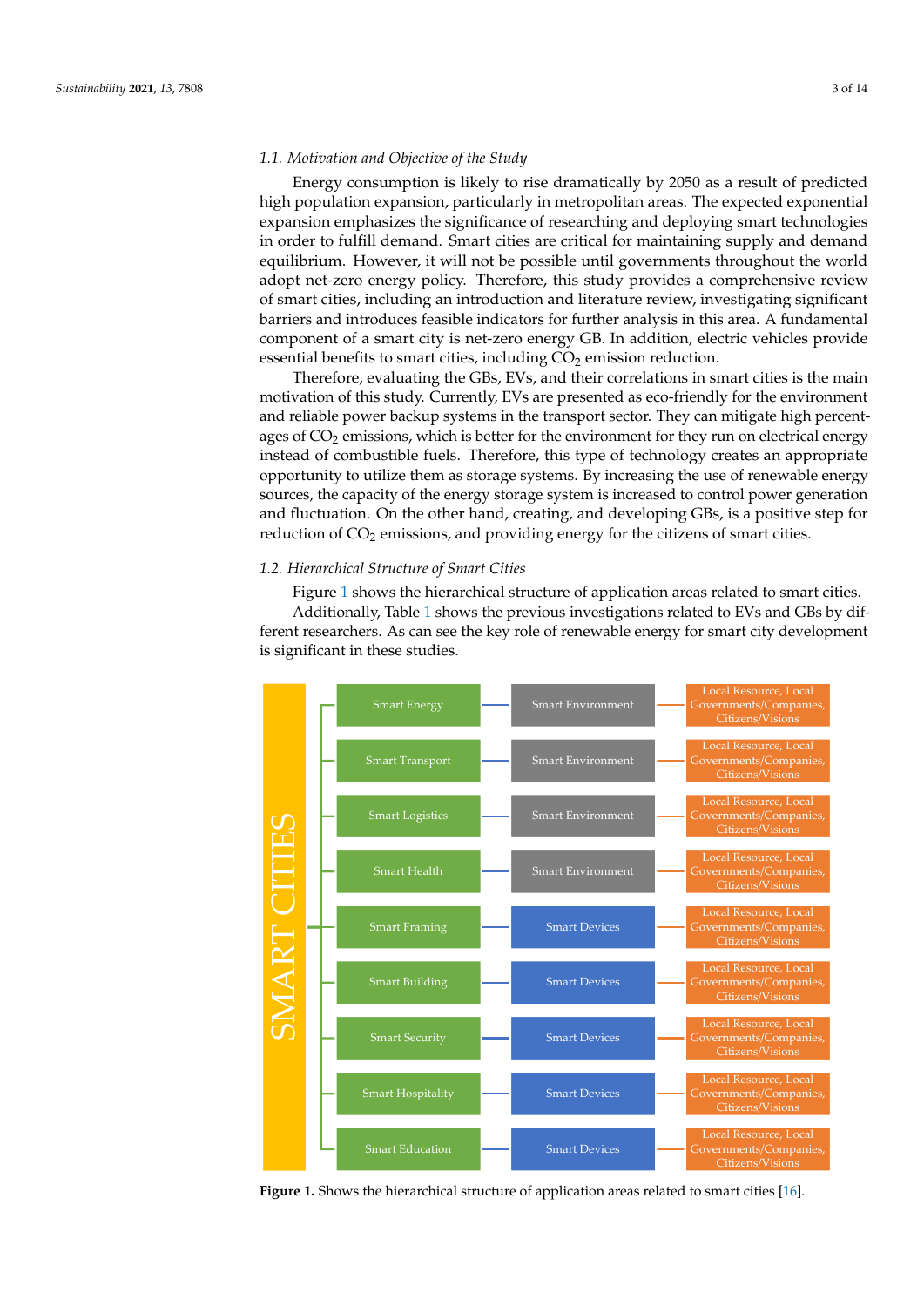### 1.1. Motivation and Objective of the Study

Energy consumption is likely to rise dramatically by 2050 as a result of predicted high population expansion, particularly in metropolitan areas. The expected exponential expansion emphasizes the significance of researching and deploying smart technologies in order to fulfill demand. Smart cities are critical for maintaining supply and demand equilibrium. However, it will not be possible until governments throughout the world adopt net-zero energy policy. Therefore, this study provides a comprehensive review of smart cities, including an introduction and literature review, investigating significant barriers and introduces feasible indicators for further analysis in this area. A fundamental component of a smart city is net-zero energy GB. In addition, electric vehicles provide essential benefits to smart cities, including $CO_2$ emission reduction.

Therefore, evaluating the GBs, EVs, and their correlations in smart cities is the main motivation of this study. Currently, EVs are presented as eco-friendly for the environment and reliable power backup systems in the transport sector. They can mitigate high percentages of $CO_2$ emissions, which is better for the environment for they run on electrical energy instead of combustible fuels. Therefore, this type of technology creates an appropriate opportunity to utilize them as storage systems. By increasing the use of renewable energy sources, the capacity of the energy storage system is increased to control power generation and fluctuation. On the other hand, creating, and developing GBs, is a positive step for reduction of $CO_2$ emissions, and providing energy for the citizens of smart cities.

### 1.2. Hierarchical Structure of Smart Cities

Figure 1 shows the hierarchical structure of application areas related to smart cities.

Additionally, Table 1 shows the previous investigations related to EVs and GBs by different researchers. As can see the key role of renewable energy for smart city development is significant in these studies.

| SMART CITIES | | |
|---|---|---|
| Smart Energy | Smart Environment | Local Resource, Local Governments/Companies, Citizens/Visions |
| Smart Transport | Smart Environment | Local Resource, Local Governments/Companies, Citizens/Visions |
| Smart Logistics | Smart Environment | Local Resource, Local Governments/Companies, Citizens/Visions |
| Smart Health | Smart Environment | Local Resource, Local Governments/Companies, Citizens/Visions |
| Smart Framing | Smart Devices | Local Resource, Local Governments/Companies, Citizens/Visions |
| Smart Building | Smart Devices | Local Resource, Local Governments/Companies, Citizens/Visions |
| Smart Security | Smart Devices | Local Resource, Local Governments/Companies, Citizens/Visions |
| Smart Hospitality | Smart Devices | Local Resource, Local Governments/Companies, Citizens/Visions |
| Smart Education | Smart Devices | Local Resource, Local Governments/Companies, Citizens/Visions |

**Figure 1.** Shows the hierarchical structure of application areas related to smart cities [16].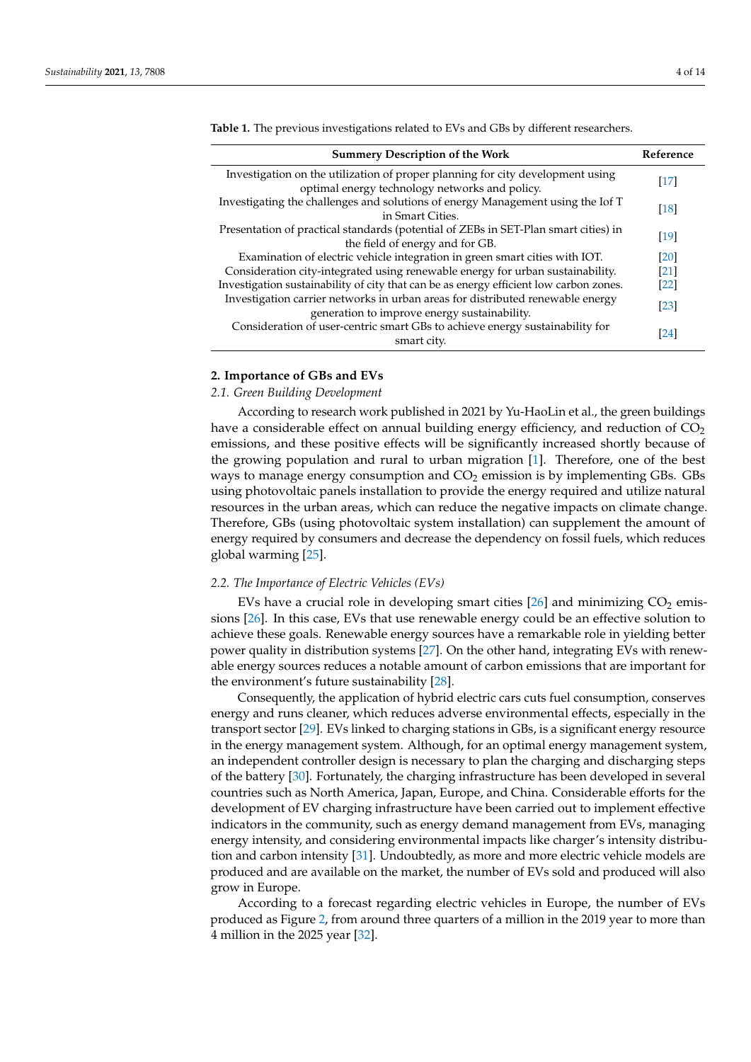**Table 1.** The previous investigations related to EVs and GBs by different researchers.

| Summery Description of the Work | Reference |
| --- | --- |
| Investigation on the utilization of proper planning for city development using optimal energy technology networks and policy. | [17] |
| Investigating the challenges and solutions of energy Management using the Iof T in Smart Cities. | [18] |
| Presentation of practical standards (potential of ZEBs in SET-Plan smart cities) in the field of energy and for GB. | [19] |
| Examination of electric vehicle integration in green smart cities with IOT. | [20] |
| Consideration city-integrated using renewable energy for urban sustainability. | [21] |
| Investigation sustainability of city that can be as energy efficient low carbon zones. | [22] |
| Investigation carrier networks in urban areas for distributed renewable energy generation to improve energy sustainability. | [23] |
| Consideration of user-centric smart GBs to achieve energy sustainability for smart city. | [24] |

## 2. Importance of GBs and EVs

### *2.1. Green Building Development*

According to research work published in 2021 by Yu-HaoLin et al., the green buildings have a considerable effect on annual building energy efficiency, and reduction of $CO_2$ emissions, and these positive effects will be significantly increased shortly because of the growing population and rural to urban migration [1]. Therefore, one of the best ways to manage energy consumption and $CO_2$ emission is by implementing GBs. GBs using photovoltaic panels installation to provide the energy required and utilize natural resources in the urban areas, which can reduce the negative impacts on climate change. Therefore, GBs (using photovoltaic system installation) can supplement the amount of energy required by consumers and decrease the dependency on fossil fuels, which reduces global warming [25].

### *2.2. The Importance of Electric Vehicles (EVs)*

EVs have a crucial role in developing smart cities [26] and minimizing $CO_2$ emissions [26]. In this case, EVs that use renewable energy could be an effective solution to achieve these goals. Renewable energy sources have a remarkable role in yielding better power quality in distribution systems [27]. On the other hand, integrating EVs with renewable energy sources reduces a notable amount of carbon emissions that are important for the environment's future sustainability [28].

Consequently, the application of hybrid electric cars cuts fuel consumption, conserves energy and runs cleaner, which reduces adverse environmental effects, especially in the transport sector [29]. EVs linked to charging stations in GBs, is a significant energy resource in the energy management system. Although, for an optimal energy management system, an independent controller design is necessary to plan the charging and discharging steps of the battery [30]. Fortunately, the charging infrastructure has been developed in several countries such as North America, Japan, Europe, and China. Considerable efforts for the development of EV charging infrastructure have been carried out to implement effective indicators in the community, such as energy demand management from EVs, managing energy intensity, and considering environmental impacts like charger's intensity distribution and carbon intensity [31]. Undoubtedly, as more and more electric vehicle models are produced and are available on the market, the number of EVs sold and produced will also grow in Europe.

According to a forecast regarding electric vehicles in Europe, the number of EVs produced as Figure 2, from around three quarters of a million in the 2019 year to more than 4 million in the 2025 year [32].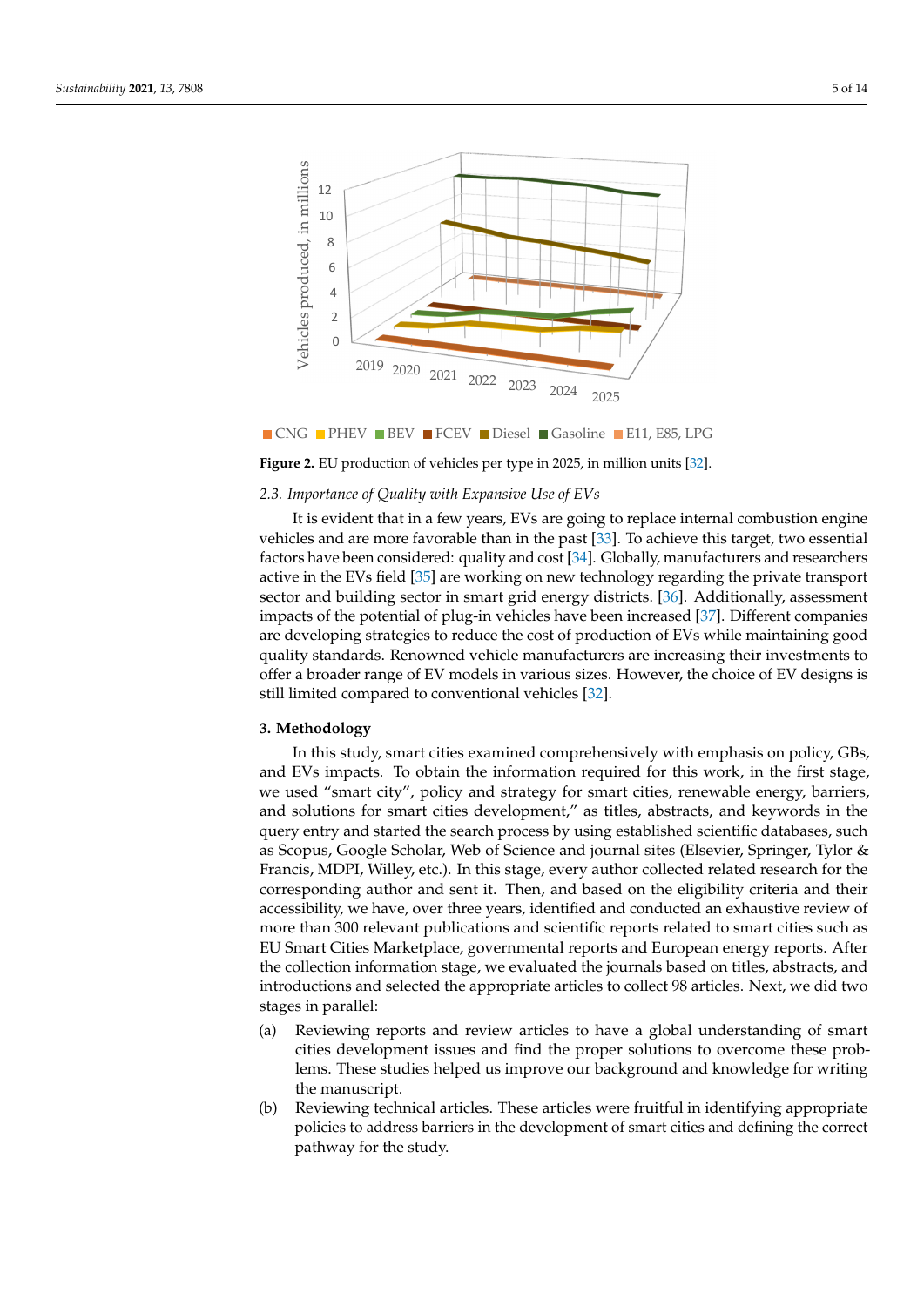**Figure 2.** EU production of vehicles per type in 2025, in million units [32].

### 2.3. Importance of Quality with Expansive Use of EVs

It is evident that in a few years, EVs are going to replace internal combustion engine vehicles and are more favorable than in the past [33]. To achieve this target, two essential factors have been considered: quality and cost [34]. Globally, manufacturers and researchers active in the EVs field [35] are working on new technology regarding the private transport sector and building sector in smart grid energy districts. [36]. Additionally, assessment impacts of the potential of plug-in vehicles have been increased [37]. Different companies are developing strategies to reduce the cost of production of EVs while maintaining good quality standards. Renowned vehicle manufacturers are increasing their investments to offer a broader range of EV models in various sizes. However, the choice of EV designs is still limited compared to conventional vehicles [32].

## 3. Methodology

In this study, smart cities examined comprehensively with emphasis on policy, GBs, and EVs impacts. To obtain the information required for this work, in the first stage, we used "smart city", policy and strategy for smart cities, renewable energy, barriers, and solutions for smart cities development," as titles, abstracts, and keywords in the query entry and started the search process by using established scientific databases, such as Scopus, Google Scholar, Web of Science and journal sites (Elsevier, Springer, Tylor & Francis, MDPI, Willey, etc.). In this stage, every author collected related research for the corresponding author and sent it. Then, and based on the eligibility criteria and their accessibility, we have, over three years, identified and conducted an exhaustive review of more than 300 relevant publications and scientific reports related to smart cities such as EU Smart Cities Marketplace, governmental reports and European energy reports. After the collection information stage, we evaluated the journals based on titles, abstracts, and introductions and selected the appropriate articles to collect 98 articles. Next, we did two stages in parallel:

(a) Reviewing reports and review articles to have a global understanding of smart cities development issues and find the proper solutions to overcome these problems. These studies helped us improve our background and knowledge for writing the manuscript.

(b) Reviewing technical articles. These articles were fruitful in identifying appropriate policies to address barriers in the development of smart cities and defining the correct pathway for the study.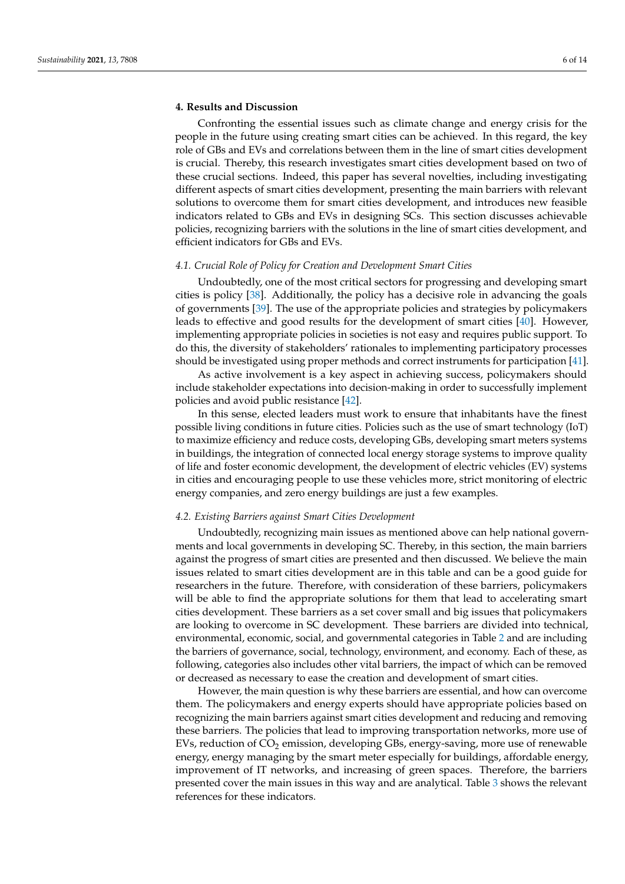## 4. Results and Discussion

Confronting the essential issues such as climate change and energy crisis for the people in the future using creating smart cities can be achieved. In this regard, the key role of GBs and EVs and correlations between them in the line of smart cities development is crucial. Thereby, this research investigates smart cities development based on two of these crucial sections. Indeed, this paper has several novelties, including investigating different aspects of smart cities development, presenting the main barriers with relevant solutions to overcome them for smart cities development, and introduces new feasible indicators related to GBs and EVs in designing SCs. This section discusses achievable policies, recognizing barriers with the solutions in the line of smart cities development, and efficient indicators for GBs and EVs.

### *4.1. Crucial Role of Policy for Creation and Development Smart Cities*

Undoubtedly, one of the most critical sectors for progressing and developing smart cities is policy [38]. Additionally, the policy has a decisive role in advancing the goals of governments [39]. The use of the appropriate policies and strategies by policymakers leads to effective and good results for the development of smart cities [40]. However, implementing appropriate policies in societies is not easy and requires public support. To do this, the diversity of stakeholders' rationales to implementing participatory processes should be investigated using proper methods and correct instruments for participation [41].

As active involvement is a key aspect in achieving success, policymakers should include stakeholder expectations into decision-making in order to successfully implement policies and avoid public resistance [42].

In this sense, elected leaders must work to ensure that inhabitants have the finest possible living conditions in future cities. Policies such as the use of smart technology (IoT) to maximize efficiency and reduce costs, developing GBs, developing smart meters systems in buildings, the integration of connected local energy storage systems to improve quality of life and foster economic development, the development of electric vehicles (EV) systems in cities and encouraging people to use these vehicles more, strict monitoring of electric energy companies, and zero energy buildings are just a few examples.

### *4.2. Existing Barriers against Smart Cities Development*

Undoubtedly, recognizing main issues as mentioned above can help national governments and local governments in developing SC. Thereby, in this section, the main barriers against the progress of smart cities are presented and then discussed. We believe the main issues related to smart cities development are in this table and can be a good guide for researchers in the future. Therefore, with consideration of these barriers, policymakers will be able to find the appropriate solutions for them that lead to accelerating smart cities development. These barriers as a set cover small and big issues that policymakers are looking to overcome in SC development. These barriers are divided into technical, environmental, economic, social, and governmental categories in Table 2 and are including the barriers of governance, social, technology, environment, and economy. Each of these, as following, categories also includes other vital barriers, the impact of which can be removed or decreased as necessary to ease the creation and development of smart cities.

However, the main question is why these barriers are essential, and how can overcome them. The policymakers and energy experts should have appropriate policies based on recognizing the main barriers against smart cities development and reducing and removing these barriers. The policies that lead to improving transportation networks, more use of EVs, reduction of $CO_2$ emission, developing GBs, energy-saving, more use of renewable energy, energy managing by the smart meter especially for buildings, affordable energy, improvement of IT networks, and increasing of green spaces. Therefore, the barriers presented cover the main issues in this way and are analytical. Table 3 shows the relevant references for these indicators.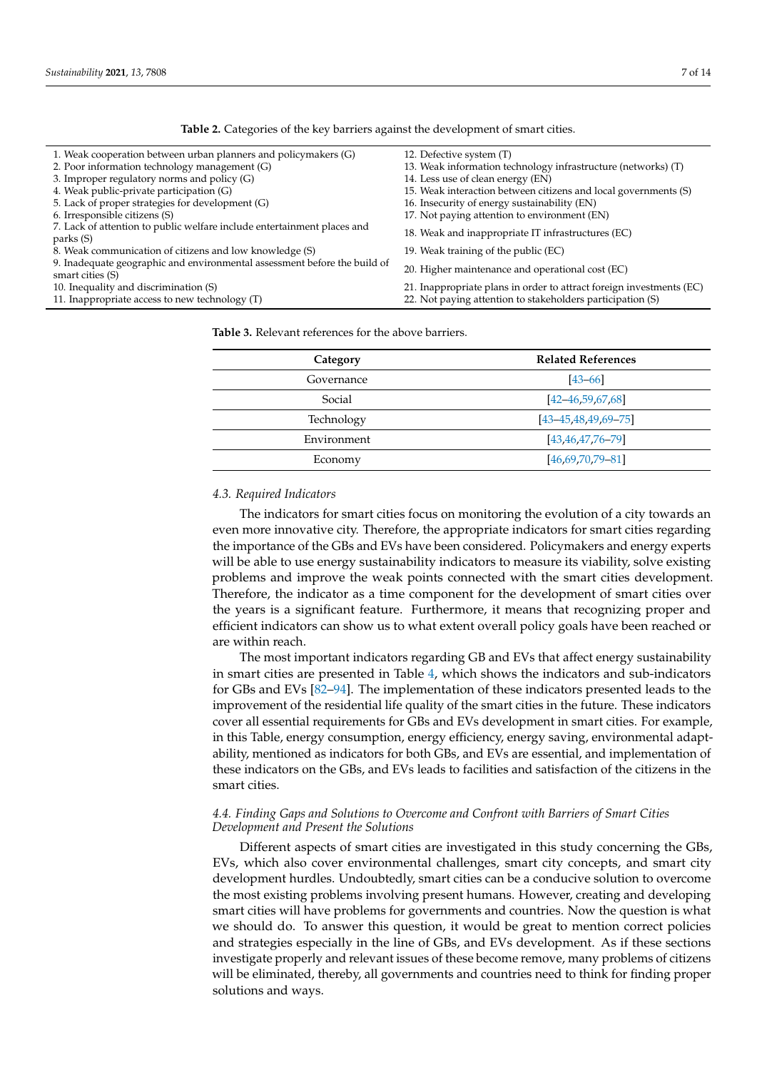**Table 2.** Categories of the key barriers against the development of smart cities.

| | |
|---|---|
| 1. Weak cooperation between urban planners and policymakers (G) | 12. Defective system (T) |
| 2. Poor information technology management (G) | 13. Weak information technology infrastructure (networks) (T) |
| 3. Improper regulatory norms and policy (G) | 14. Less use of clean energy (EN) |
| 4. Weak public-private participation (G) | 15. Weak interaction between citizens and local governments (S) |
| 5. Lack of proper strategies for development (G) | 16. Insecurity of energy sustainability (EN) |
| 6. Irresponsible citizens (S) | 17. Not paying attention to environment (EN) |
| 7. Lack of attention to public welfare include entertainment places and parks (S) | 18. Weak and inappropriate IT infrastructures (EC) |
| 8. Weak communication of citizens and low knowledge (S) | 19. Weak training of the public (EC) |
| 9. Inadequate geographic and environmental assessment before the build of smart cities (S) | 20. Higher maintenance and operational cost (EC) |
| 10. Inequality and discrimination (S) | 21. Inappropriate plans in order to attract foreign investments (EC) |
| 11. Inappropriate access to new technology (T) | 22. Not paying attention to stakeholders participation (S) |

**Table 3.** Relevant references for the above barriers.

| Category | Related References |
|---|---|
| Governance | [43–66] |
| Social | [42–46,59,67,68] |
| Technology | [43–45,48,49,69–75] |
| Environment | [43,46,47,76–79] |
| Economy | [46,69,70,79–81] |

### 4.3. Required Indicators

The indicators for smart cities focus on monitoring the evolution of a city towards an even more innovative city. Therefore, the appropriate indicators for smart cities regarding the importance of the GBs and EVs have been considered. Policymakers and energy experts will be able to use energy sustainability indicators to measure its viability, solve existing problems and improve the weak points connected with the smart cities development. Therefore, the indicator as a time component for the development of smart cities over the years is a significant feature. Furthermore, it means that recognizing proper and efficient indicators can show us to what extent overall policy goals have been reached or are within reach.

The most important indicators regarding GB and EVs that affect energy sustainability in smart cities are presented in Table 4, which shows the indicators and sub-indicators for GBs and EVs [82–94]. The implementation of these indicators presented leads to the improvement of the residential life quality of the smart cities in the future. These indicators cover all essential requirements for GBs and EVs development in smart cities. For example, in this Table, energy consumption, energy efficiency, energy saving, environmental adaptability, mentioned as indicators for both GBs, and EVs are essential, and implementation of these indicators on the GBs, and EVs leads to facilities and satisfaction of the citizens in the smart cities.

### 4.4. Finding Gaps and Solutions to Overcome and Confront with Barriers of Smart Cities Development and Present the Solutions

Different aspects of smart cities are investigated in this study concerning the GBs, EVs, which also cover environmental challenges, smart city concepts, and smart city development hurdles. Undoubtedly, smart cities can be a conducive solution to overcome the most existing problems involving present humans. However, creating and developing smart cities will have problems for governments and countries. Now the question is what we should do. To answer this question, it would be great to mention correct policies and strategies especially in the line of GBs, and EVs development. As if these sections investigate properly and relevant issues of these become remove, many problems of citizens will be eliminated, thereby, all governments and countries need to think for finding proper solutions and ways.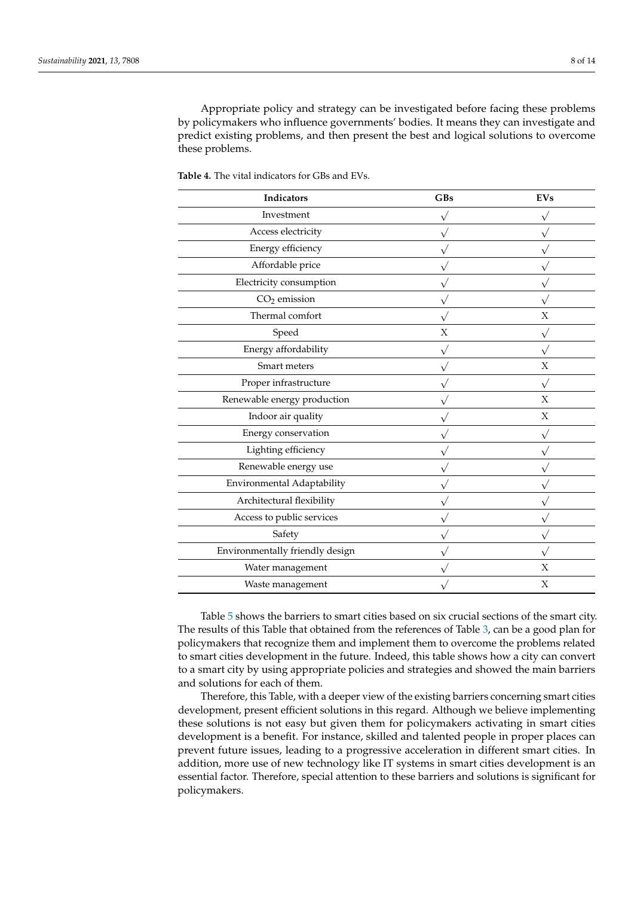Appropriate policy and strategy can be investigated before facing these problems by policymakers who influence governments' bodies. It means they can investigate and predict existing problems, and then present the best and logical solutions to overcome these problems.

**Table 4.** The vital indicators for GBs and EVs.

| Indicators | GBs | EVs |
|---|---|---|
| Investment | √ | √ |
| Access electricity | √ | √ |
| Energy efficiency | √ | √ |
| Affordable price | √ | √ |
| Electricity consumption | √ | √ |
| $CO_2$ emission | √ | √ |
| Thermal comfort | √ | X |
| Speed | X | √ |
| Energy affordability | √ | √ |
| Smart meters | √ | X |
| Proper infrastructure | √ | √ |
| Renewable energy production | √ | X |
| Indoor air quality | √ | X |
| Energy conservation | √ | √ |
| Lighting efficiency | √ | √ |
| Renewable energy use | √ | √ |
| Environmental Adaptability | √ | √ |
| Architectural flexibility | √ | √ |
| Access to public services | √ | √ |
| Safety | √ | √ |
| Environmentally friendly design | √ | √ |
| Water management | √ | X |
| Waste management | √ | X |

Table 5 shows the barriers to smart cities based on six crucial sections of the smart city. The results of this Table that obtained from the references of Table 3, can be a good plan for policymakers that recognize them and implement them to overcome the problems related to smart cities development in the future. Indeed, this table shows how a city can convert to a smart city by using appropriate policies and strategies and showed the main barriers and solutions for each of them.

Therefore, this Table, with a deeper view of the existing barriers concerning smart cities development, present efficient solutions in this regard. Although we believe implementing these solutions is not easy but given them for policymakers activating in smart cities development is a benefit. For instance, skilled and talented people in proper places can prevent future issues, leading to a progressive acceleration in different smart cities. In addition, more use of new technology like IT systems in smart cities development is an essential factor. Therefore, special attention to these barriers and solutions is significant for policymakers.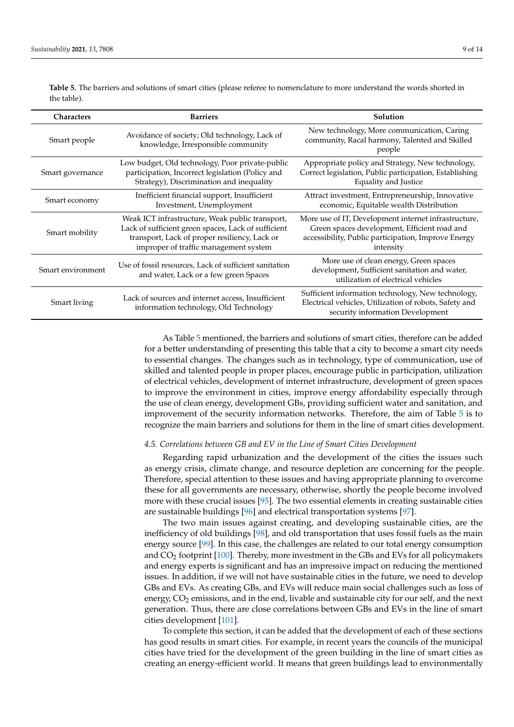**Table 5.** The barriers and solutions of smart cities (please referee to nomenclature to more understand the words shorted in the table).

| Characters | Barriers | Solution |
|---|---|---|
| Smart people | Avoidance of society; Old technology, Lack of knowledge, Irresponsible community | New technology, More communication, Caring community, Racal harmony, Talented and Skilled people |
| Smart governance | Low budget, Old technology, Poor private-public participation, Incorrect legislation (Policy and Strategy), Discrimination and inequality | Appropriate policy and Strategy, New technology, Correct legislation, Public participation, Establishing Equality and Justice |
| Smart economy | Inefficient financial support, Insufficient Investment, Unemployment | Attract investment, Entrepreneurship, Innovative economic, Equitable wealth Distribution |
| Smart mobility | Weak ICT infrastructure, Weak public transport, Lack of sufficient green spaces, Lack of sufficient transport, Lack of proper resiliency, Lack or improper of traffic management system | More use of IT, Development internet infrastructure, Green spaces development, Efficient road and accessibility, Public participation, Improve Energy intensity |
| Smart environment | Use of fossil resources, Lack of sufficient sanitation and water, Lack or a few green Spaces | More use of clean energy, Green spaces development, Sufficient sanitation and water, utilization of electrical vehicles |
| Smart living | Lack of sources and internet access, Insufficient information technology, Old Technology | Sufficient information technology, New technology, Electrical vehicles, Utilization of robots, Safety and security information Development |

As Table 5 mentioned, the barriers and solutions of smart cities, therefore can be added for a better understanding of presenting this table that a city to become a smart city needs to essential changes. The changes such as in technology, type of communication, use of skilled and talented people in proper places, encourage public in participation, utilization of electrical vehicles, development of internet infrastructure, development of green spaces to improve the environment in cities, improve energy affordability especially through the use of clean energy, development GBs, providing sufficient water and sanitation, and improvement of the security information networks. Therefore, the aim of Table 5 is to recognize the main barriers and solutions for them in the line of smart cities development.

### *4.5. Correlations between GB and EV in the Line of Smart Cities Development*

Regarding rapid urbanization and the development of the cities the issues such as energy crisis, climate change, and resource depletion are concerning for the people. Therefore, special attention to these issues and having appropriate planning to overcome these for all governments are necessary, otherwise, shortly the people become involved more with these crucial issues [95]. The two essential elements in creating sustainable cities are sustainable buildings [96] and electrical transportation systems [97].

The two main issues against creating, and developing sustainable cities, are the inefficiency of old buildings [98], and old transportation that uses fossil fuels as the main energy source [99]. In this case, the challenges are related to our total energy consumption and $CO_2$ footprint [100]. Thereby, more investment in the GBs and EVs for all policymakers and energy experts is significant and has an impressive impact on reducing the mentioned issues. In addition, if we will not have sustainable cities in the future, we need to develop GBs and EVs. As creating GBs, and EVs will reduce main social challenges such as loss of energy, $CO_2$ emissions, and in the end, livable and sustainable city for our self, and the next generation. Thus, there are close correlations between GBs and EVs in the line of smart cities development [101].

To complete this section, it can be added that the development of each of these sections has good results in smart cities. For example, in recent years the councils of the municipal cities have tried for the development of the green building in the line of smart cities as creating an energy-efficient world. It means that green buildings lead to environmentally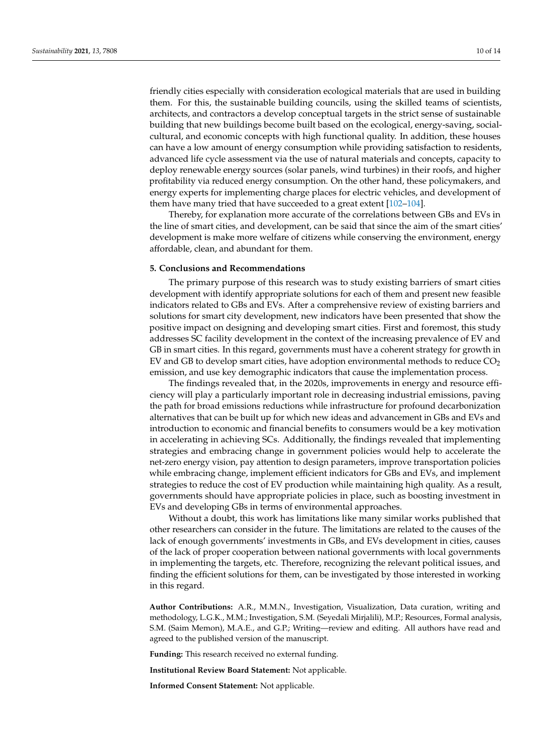friendly cities especially with consideration ecological materials that are used in building them. For this, the sustainable building councils, using the skilled teams of scientists, architects, and contractors a develop conceptual targets in the strict sense of sustainable building that new buildings become built based on the ecological, energy-saving, social-cultural, and economic concepts with high functional quality. In addition, these houses can have a low amount of energy consumption while providing satisfaction to residents, advanced life cycle assessment via the use of natural materials and concepts, capacity to deploy renewable energy sources (solar panels, wind turbines) in their roofs, and higher profitability via reduced energy consumption. On the other hand, these policymakers, and energy experts for implementing charge places for electric vehicles, and development of them have many tried that have succeeded to a great extent [102–104].

Thereby, for explanation more accurate of the correlations between GBs and EVs in the line of smart cities, and development, can be said that since the aim of the smart cities' development is make more welfare of citizens while conserving the environment, energy affordable, clean, and abundant for them.

## 5. Conclusions and Recommendations

The primary purpose of this research was to study existing barriers of smart cities development with identify appropriate solutions for each of them and present new feasible indicators related to GBs and EVs. After a comprehensive review of existing barriers and solutions for smart city development, new indicators have been presented that show the positive impact on designing and developing smart cities. First and foremost, this study addresses SC facility development in the context of the increasing prevalence of EV and GB in smart cities. In this regard, governments must have a coherent strategy for growth in EV and GB to develop smart cities, have adoption environmental methods to reduce $CO_2$ emission, and use key demographic indicators that cause the implementation process.

The findings revealed that, in the 2020s, improvements in energy and resource efficiency will play a particularly important role in decreasing industrial emissions, paving the path for broad emissions reductions while infrastructure for profound decarbonization alternatives that can be built up for which new ideas and advancement in GBs and EVs and introduction to economic and financial benefits to consumers would be a key motivation in accelerating in achieving SCs. Additionally, the findings revealed that implementing strategies and embracing change in government policies would help to accelerate the net-zero energy vision, pay attention to design parameters, improve transportation policies while embracing change, implement efficient indicators for GBs and EVs, and implement strategies to reduce the cost of EV production while maintaining high quality. As a result, governments should have appropriate policies in place, such as boosting investment in EVs and developing GBs in terms of environmental approaches.

Without a doubt, this work has limitations like many similar works published that other researchers can consider in the future. The limitations are related to the causes of the lack of enough governments' investments in GBs, and EVs development in cities, causes of the lack of proper cooperation between national governments with local governments in implementing the targets, etc. Therefore, recognizing the relevant political issues, and finding the efficient solutions for them, can be investigated by those interested in working in this regard.

**Author Contributions:** A.R., M.M.N., Investigation, Visualization, Data curation, writing and methodology, L.G.K., M.M.; Investigation, S.M. (Seyedali Mirjalili), M.P.; Resources, Formal analysis, S.M. (Saim Memon), M.A.E., and G.P.; Writing—review and editing. All authors have read and agreed to the published version of the manuscript.

**Funding:** This research received no external funding.

**Institutional Review Board Statement:** Not applicable.

**Informed Consent Statement:** Not applicable.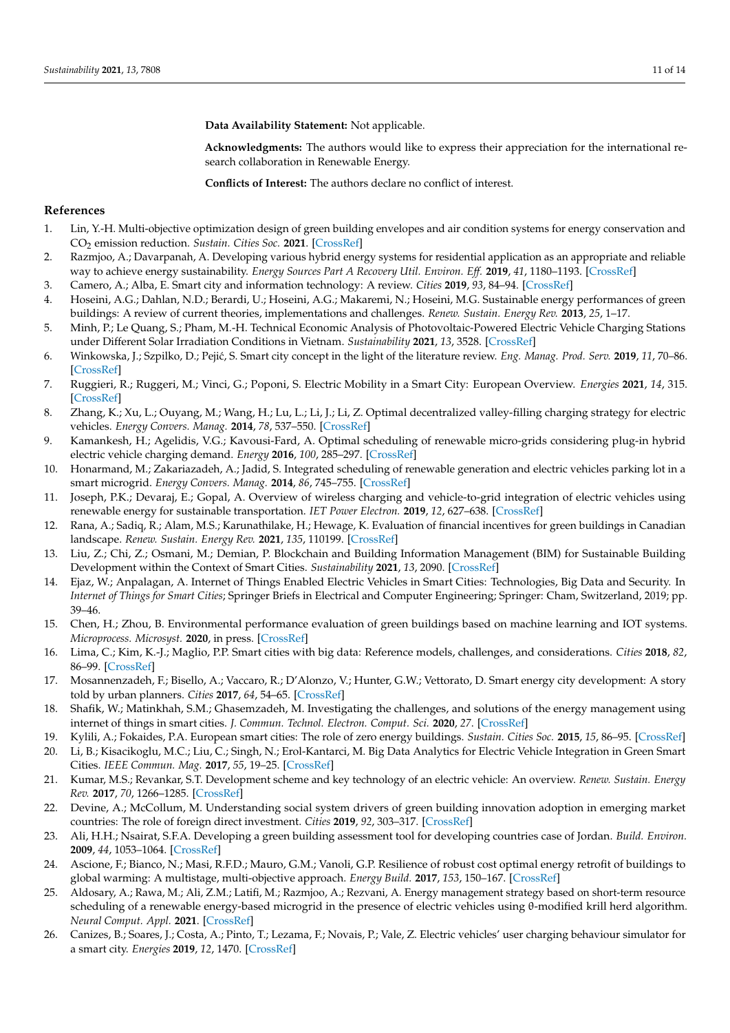**Data Availability Statement:** Not applicable.

**Acknowledgments:** The authors would like to express their appreciation for the international research collaboration in Renewable Energy.

**Conflicts of Interest:** The authors declare no conflict of interest.

## References

1. Lin, Y.-H. Multi-objective optimization design of green building envelopes and air condition systems for energy conservation and $CO_2$ emission reduction. *Sustain. Cities Soc.* **2021**. [CrossRef]
2. Razmjoo, A.; Davarpanah, A. Developing various hybrid energy systems for residential application as an appropriate and reliable way to achieve energy sustainability. *Energy Sources Part A Recovery Util. Environ. Eff.* **2019**, *41*, 1180–1193. [CrossRef]
3. Camero, A.; Alba, E. Smart city and information technology: A review. *Cities* **2019**, *93*, 84–94. [CrossRef]
4. Hoseini, A.G.; Dahlan, N.D.; Berardi, U.; Hoseini, A.G.; Makaremi, N.; Hoseini, M.G. Sustainable energy performances of green buildings: A review of current theories, implementations and challenges. *Renew. Sustain. Energy Rev.* **2013**, *25*, 1–17.
5. Minh, P.; Le Quang, S.; Pham, M.-H. Technical Economic Analysis of Photovoltaic-Powered Electric Vehicle Charging Stations under Different Solar Irradiation Conditions in Vietnam. *Sustainability* **2021**, *13*, 3528. [CrossRef]
6. Winkowska, J.; Szpilko, D.; Pejić, S. Smart city concept in the light of the literature review. *Eng. Manag. Prod. Serv.* **2019**, *11*, 70–86. [CrossRef]
7. Ruggieri, R.; Ruggeri, M.; Vinci, G.; Poponi, S. Electric Mobility in a Smart City: European Overview. *Energies* **2021**, *14*, 315. [CrossRef]
8. Zhang, K.; Xu, L.; Ouyang, M.; Wang, H.; Lu, L.; Li, J.; Li, Z. Optimal decentralized valley-filling charging strategy for electric vehicles. *Energy Convers. Manag.* **2014**, *78*, 537–550. [CrossRef]
9. Kamankesh, H.; Agelidis, V.G.; Kavousi-Fard, A. Optimal scheduling of renewable micro-grids considering plug-in hybrid electric vehicle charging demand. *Energy* **2016**, *100*, 285–297. [CrossRef]
10. Honarmand, M.; Zakariazadeh, A.; Jadid, S. Integrated scheduling of renewable generation and electric vehicles parking lot in a smart microgrid. *Energy Convers. Manag.* **2014**, *86*, 745–755. [CrossRef]
11. Joseph, P.K.; Devaraj, E.; Gopal, A. Overview of wireless charging and vehicle-to-grid integration of electric vehicles using renewable energy for sustainable transportation. *IET Power Electron.* **2019**, *12*, 627–638. [CrossRef]
12. Rana, A.; Sadiq, R.; Alam, M.S.; Karunathilake, H.; Hewage, K. Evaluation of financial incentives for green buildings in Canadian landscape. *Renew. Sustain. Energy Rev.* **2021**, *135*, 110199. [CrossRef]
13. Liu, Z.; Chi, Z.; Osmani, M.; Demian, P. Blockchain and Building Information Management (BIM) for Sustainable Building Development within the Context of Smart Cities. *Sustainability* **2021**, *13*, 2090. [CrossRef]
14. Ejaz, W.; Anpalagan, A. Internet of Things Enabled Electric Vehicles in Smart Cities: Technologies, Big Data and Security. In *Internet of Things for Smart Cities*; Springer Briefs in Electrical and Computer Engineering; Springer: Cham, Switzerland, 2019; pp. 39–46.
15. Chen, H.; Zhou, B. Environmental performance evaluation of green buildings based on machine learning and IOT systems. *Microprocess. Microsyst.* **2020**, in press. [CrossRef]
16. Lima, C.; Kim, K.-J.; Maglio, P.P. Smart cities with big data: Reference models, challenges, and considerations. *Cities* **2018**, *82*, 86–99. [CrossRef]
17. Mosannenzadeh, F.; Bisello, A.; Vaccaro, R.; D'Alonzo, V.; Hunter, G.W.; Vettorato, D. Smart energy city development: A story told by urban planners. *Cities* **2017**, *64*, 54–65. [CrossRef]
18. Shafik, W.; Matinkhah, S.M.; Ghasemzadeh, M. Investigating the challenges, and solutions of the energy management using internet of things in smart cities. *J. Commun. Technol. Electron. Comput. Sci.* **2020**, *27*. [CrossRef]
19. Kylili, A.; Fokaides, P.A. European smart cities: The role of zero energy buildings. *Sustain. Cities Soc.* **2015**, *15*, 86–95. [CrossRef]
20. Li, B.; Kisacikoglu, M.C.; Liu, C.; Singh, N.; Erol-Kantarci, M. Big Data Analytics for Electric Vehicle Integration in Green Smart Cities. *IEEE Commun. Mag.* **2017**, *55*, 19–25. [CrossRef]
21. Kumar, M.S.; Revankar, S.T. Development scheme and key technology of an electric vehicle: An overview. *Renew. Sustain. Energy Rev.* **2017**, *70*, 1266–1285. [CrossRef]
22. Devine, A.; McCollum, M. Understanding social system drivers of green building innovation adoption in emerging market countries: The role of foreign direct investment. *Cities* **2019**, *92*, 303–317. [CrossRef]
23. Ali, H.H.; Nsairat, S.F.A. Developing a green building assessment tool for developing countries case of Jordan. *Build. Environ.* **2009**, *44*, 1053–1064. [CrossRef]
24. Ascione, F.; Bianco, N.; Masi, R.F.D.; Mauro, G.M.; Vanoli, G.P. Resilience of robust cost optimal energy retrofit of buildings to global warming: A multistage, multi-objective approach. *Energy Build.* **2017**, *153*, 150–167. [CrossRef]
25. Aldosary, A.; Rawa, M.; Ali, Z.M.; Latifi, M.; Razmjoo, A.; Rezvani, A. Energy management strategy based on short-term resource scheduling of a renewable energy-based microgrid in the presence of electric vehicles using θ-modified krill herd algorithm. *Neural Comput. Appl.* **2021**. [CrossRef]
26. Canizes, B.; Soares, J.; Costa, A.; Pinto, T.; Lezama, F.; Novais, P.; Vale, Z. Electric vehicles' user charging behaviour simulator for a smart city. *Energies* **2019**, *12*, 1470. [CrossRef]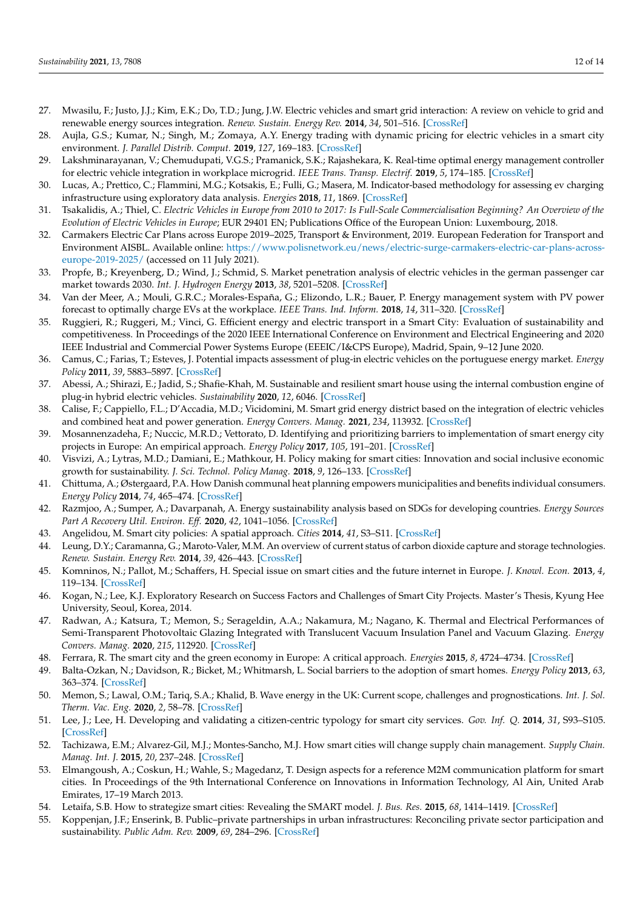27. Mwasilu, F.; Justo, J.J.; Kim, E.K.; Do, T.D.; Jung, J.W. Electric vehicles and smart grid interaction: A review on vehicle to grid and renewable energy sources integration. *Renew. Sustain. Energy Rev.* **2014**, *34*, 501–516. [CrossRef]
28. Aujla, G.S.; Kumar, N.; Singh, M.; Zomaya, A.Y. Energy trading with dynamic pricing for electric vehicles in a smart city environment. *J. Parallel Distrib. Comput.* **2019**, *127*, 169–183. [CrossRef]
29. Lakshminarayanan, V.; Chemudupati, V.G.S.; Pramanick, S.K.; Rajashekara, K. Real-time optimal energy management controller for electric vehicle integration in workplace microgrid. *IEEE Trans. Transp. Electrif.* **2019**, *5*, 174–185. [CrossRef]
30. Lucas, A.; Prettico, C.; Flammini, M.G.; Kotsakis, E.; Fulli, G.; Masera, M. Indicator-based methodology for assessing ev charging infrastructure using exploratory data analysis. *Energies* **2018**, *11*, 1869. [CrossRef]
31. Tsakalidis, A.; Thiel, C. *Electric Vehicles in Europe from 2010 to 2017: Is Full-Scale Commercialisation Beginning? An Overview of the Evolution of Electric Vehicles in Europe*; EUR 29401 EN; Publications Office of the European Union: Luxembourg, 2018.
32. Carmakers Electric Car Plans across Europe 2019–2025, Transport & Environment, 2019. European Federation for Transport and Environment AISBL. Available online: https://www.polisnetwork.eu/news/electric-surge-carmakers-electric-car-plans-across-europe-2019-2025/ (accessed on 11 July 2021).
33. Propfe, B.; Kreyenberg, D.; Wind, J.; Schmid, S. Market penetration analysis of electric vehicles in the german passenger car market towards 2030. *Int. J. Hydrogen Energy* **2013**, *38*, 5201–5208. [CrossRef]
34. Van der Meer, A.; Mouli, G.R.C.; Morales-España, G.; Elizondo, L.R.; Bauer, P. Energy management system with PV power forecast to optimally charge EVs at the workplace. *IEEE Trans. Ind. Inform.* **2018**, *14*, 311–320. [CrossRef]
35. Ruggieri, R.; Ruggeri, M.; Vinci, G. Efficient energy and electric transport in a Smart City: Evaluation of sustainability and competitiveness. In Proceedings of the 2020 IEEE International Conference on Environment and Electrical Engineering and 2020 IEEE Industrial and Commercial Power Systems Europe (EEEIC/I&CPS Europe), Madrid, Spain, 9–12 June 2020.
36. Camus, C.; Farias, T.; Esteves, J. Potential impacts assessment of plug-in electric vehicles on the portuguese energy market. *Energy Policy* **2011**, *39*, 5883–5897. [CrossRef]
37. Abessi, A.; Shirazi, E.; Jadid, S.; Shafie-Khah, M. Sustainable and resilient smart house using the internal combustion engine of plug-in hybrid electric vehicles. *Sustainability* **2020**, *12*, 6046. [CrossRef]
38. Calise, F.; Cappiello, F.L.; D'Accadia, M.D.; Vicidomini, M. Smart grid energy district based on the integration of electric vehicles and combined heat and power generation. *Energy Convers. Manag.* **2021**, *234*, 113932. [CrossRef]
39. Mosannenzadeha, F.; Nuccic, M.R.D.; Vettorato, D. Identifying and prioritizing barriers to implementation of smart energy city projects in Europe: An empirical approach. *Energy Policy* **2017**, *105*, 191–201. [CrossRef]
40. Visvizi, A.; Lytras, M.D.; Damiani, E.; Mathkour, H. Policy making for smart cities: Innovation and social inclusive economic growth for sustainability. *J. Sci. Technol. Policy Manag.* **2018**, *9*, 126–133. [CrossRef]
41. Chittuma, A.; Østergaard, P.A. How Danish communal heat planning empowers municipalities and benefits individual consumers. *Energy Policy* **2014**, *74*, 465–474. [CrossRef]
42. Razmjoo, A.; Sumper, A.; Davarpanah, A. Energy sustainability analysis based on SDGs for developing countries. *Energy Sources Part A Recovery Util. Environ. Eff.* **2020**, *42*, 1041–1056. [CrossRef]
43. Angelidou, M. Smart city policies: A spatial approach. *Cities* **2014**, *41*, S3–S11. [CrossRef]
44. Leung, D.Y.; Caramanna, G.; Maroto-Valer, M.M. An overview of current status of carbon dioxide capture and storage technologies. *Renew. Sustain. Energy Rev.* **2014**, *39*, 426–443. [CrossRef]
45. Komninos, N.; Pallot, M.; Schaffers, H. Special issue on smart cities and the future internet in Europe. *J. Knowl. Econ.* **2013**, *4*, 119–134. [CrossRef]
46. Kogan, N.; Lee, K.J. Exploratory Research on Success Factors and Challenges of Smart City Projects. Master's Thesis, Kyung Hee University, Seoul, Korea, 2014.
47. Radwan, A.; Katsura, T.; Memon, S.; Serageldin, A.A.; Nakamura, M.; Nagano, K. Thermal and Electrical Performances of Semi-Transparent Photovoltaic Glazing Integrated with Translucent Vacuum Insulation Panel and Vacuum Glazing. *Energy Convers. Manag.* **2020**, *215*, 112920. [CrossRef]
48. Ferrara, R. The smart city and the green economy in Europe: A critical approach. *Energies* **2015**, *8*, 4724–4734. [CrossRef]
49. Balta-Ozkan, N.; Davidson, R.; Bicket, M.; Whitmarsh, L. Social barriers to the adoption of smart homes. *Energy Policy* **2013**, *63*, 363–374. [CrossRef]
50. Memon, S.; Lawal, O.M.; Tariq, S.A.; Khalid, B. Wave energy in the UK: Current scope, challenges and prognostications. *Int. J. Sol. Therm. Vac. Eng.* **2020**, *2*, 58–78. [CrossRef]
51. Lee, J.; Lee, H. Developing and validating a citizen-centric typology for smart city services. *Gov. Inf. Q.* **2014**, *31*, S93–S105. [CrossRef]
52. Tachizawa, E.M.; Alvarez-Gil, M.J.; Montes-Sancho, M.J. How smart cities will change supply chain management. *Supply Chain. Manag. Int. J.* **2015**, *20*, 237–248. [CrossRef]
53. Elmangoush, A.; Coskun, H.; Wahle, S.; Magedanz, T. Design aspects for a reference M2M communication platform for smart cities. In Proceedings of the 9th International Conference on Innovations in Information Technology, Al Ain, United Arab Emirates, 17–19 March 2013.
54. Letaifa, S.B. How to strategize smart cities: Revealing the SMART model. *J. Bus. Res.* **2015**, *68*, 1414–1419. [CrossRef]
55. Koppenjan, J.F.; Enserink, B. Public–private partnerships in urban infrastructures: Reconciling private sector participation and sustainability. *Public Adm. Rev.* **2009**, *69*, 284–296. [CrossRef]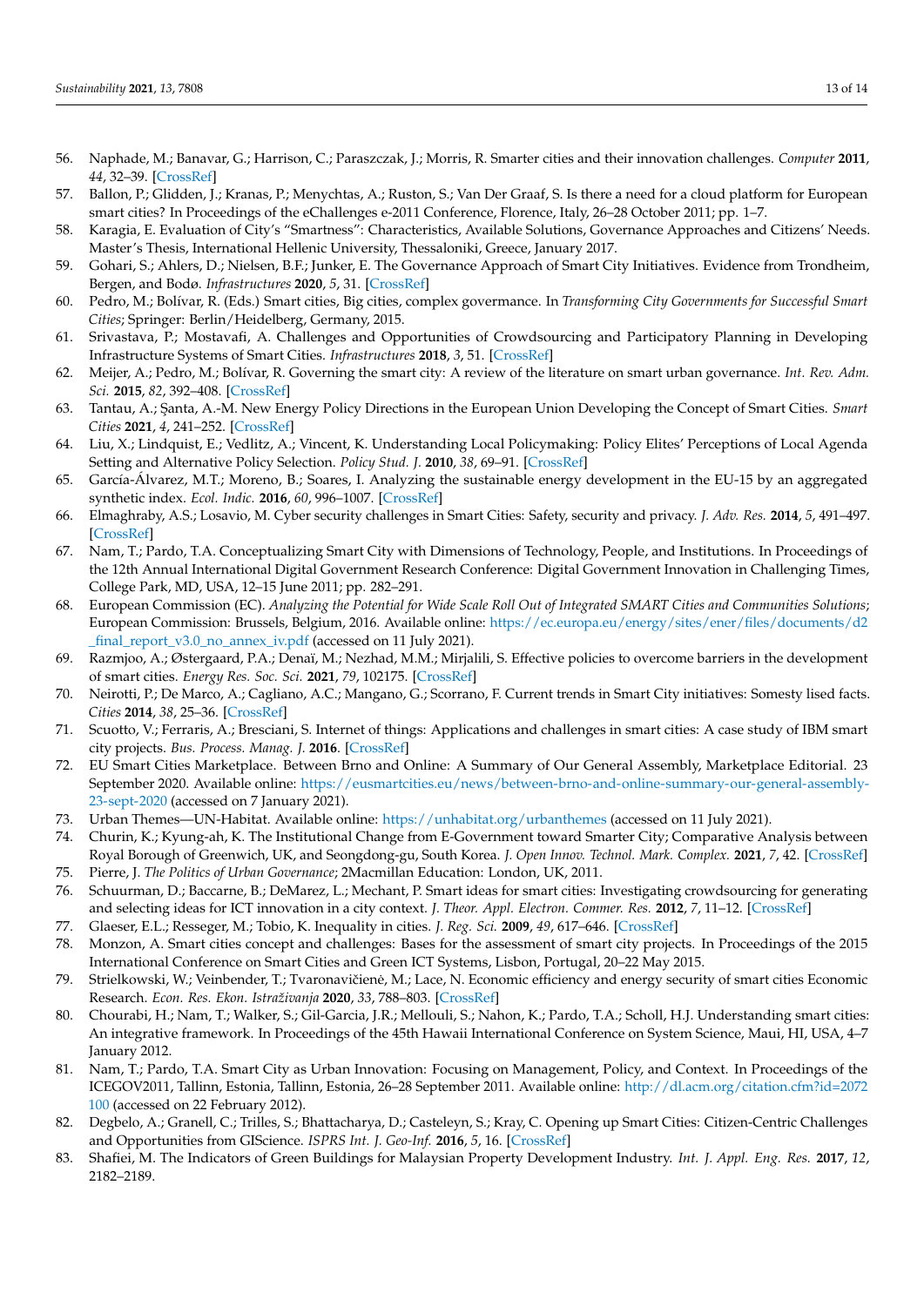56. Naphade, M.; Banavar, G.; Harrison, C.; Paraszczak, J.; Morris, R. Smarter cities and their innovation challenges. *Computer* **2011**, *44*, 32–39. [CrossRef]
57. Ballon, P.; Glidden, J.; Kranas, P.; Menychtas, A.; Ruston, S.; Van Der Graaf, S. Is there a need for a cloud platform for European smart cities? In Proceedings of the eChallenges e-2011 Conference, Florence, Italy, 26–28 October 2011; pp. 1–7.
58. Karagia, E. Evaluation of City's "Smartness": Characteristics, Available Solutions, Governance Approaches and Citizens' Needs. Master's Thesis, International Hellenic University, Thessaloniki, Greece, January 2017.
59. Gohari, S.; Ahlers, D.; Nielsen, B.F.; Junker, E. The Governance Approach of Smart City Initiatives. Evidence from Trondheim, Bergen, and Bodø. *Infrastructures* **2020**, *5*, 31. [CrossRef]
60. Pedro, M.; Bolívar, R. (Eds.) Smart cities, Big cities, complex govermance. In *Transforming City Governments for Successful Smart Cities*; Springer: Berlin/Heidelberg, Germany, 2015.
61. Srivastava, P.; Mostavafi, A. Challenges and Opportunities of Crowdsourcing and Participatory Planning in Developing Infrastructure Systems of Smart Cities. *Infrastructures* **2018**, *3*, 51. [CrossRef]
62. Meijer, A.; Pedro, M.; Bolívar, R. Governing the smart city: A review of the literature on smart urban governance. *Int. Rev. Adm. Sci.* **2015**, *82*, 392–408. [CrossRef]
63. Tantau, A.; Şanta, A.-M. New Energy Policy Directions in the European Union Developing the Concept of Smart Cities. *Smart Cities* **2021**, *4*, 241–252. [CrossRef]
64. Liu, X.; Lindquist, E.; Vedlitz, A.; Vincent, K. Understanding Local Policymaking: Policy Elites' Perceptions of Local Agenda Setting and Alternative Policy Selection. *Policy Stud. J.* **2010**, *38*, 69–91. [CrossRef]
65. García-Álvarez, M.T.; Moreno, B.; Soares, I. Analyzing the sustainable energy development in the EU-15 by an aggregated synthetic index. *Ecol. Indic.* **2016**, *60*, 996–1007. [CrossRef]
66. Elmaghraby, A.S.; Losavio, M. Cyber security challenges in Smart Cities: Safety, security and privacy. *J. Adv. Res.* **2014**, *5*, 491–497. [CrossRef]
67. Nam, T.; Pardo, T.A. Conceptualizing Smart City with Dimensions of Technology, People, and Institutions. In Proceedings of the 12th Annual International Digital Government Research Conference: Digital Government Innovation in Challenging Times, College Park, MD, USA, 12–15 June 2011; pp. 282–291.
68. European Commission (EC). *Analyzing the Potential for Wide Scale Roll Out of Integrated SMART Cities and Communities Solutions*; European Commission: Brussels, Belgium, 2016. Available online: https://ec.europa.eu/energy/sites/ener/files/documents/d2_final_report_v3.0_no_annex_iv.pdf (accessed on 11 July 2021).
69. Razmjoo, A.; Østergaard, P.A.; Denaï, M.; Nezhad, M.M.; Mirjalili, S. Effective policies to overcome barriers in the development of smart cities. *Energy Res. Soc. Sci.* **2021**, *79*, 102175. [CrossRef]
70. Neirotti, P.; De Marco, A.; Cagliano, A.C.; Mangano, G.; Scorrano, F. Current trends in Smart City initiatives: Somesty lised facts. *Cities* **2014**, *38*, 25–36. [CrossRef]
71. Scuotto, V.; Ferraris, A.; Bresciani, S. Internet of things: Applications and challenges in smart cities: A case study of IBM smart city projects. *Bus. Process. Manag. J.* **2016**. [CrossRef]
72. EU Smart Cities Marketplace. Between Brno and Online: A Summary of Our General Assembly, Marketplace Editorial. 23 September 2020. Available online: https://eusmartcities.eu/news/between-brno-and-online-summary-our-general-assembly-23-sept-2020 (accessed on 7 January 2021).
73. Urban Themes—UN-Habitat. Available online: https://unhabitat.org/urbanthemes (accessed on 11 July 2021).
74. Churin, K.; Kyung-ah, K. The Institutional Change from E-Government toward Smarter City; Comparative Analysis between Royal Borough of Greenwich, UK, and Seongdong-gu, South Korea. *J. Open Innov. Technol. Mark. Complex.* **2021**, *7*, 42. [CrossRef]
75. Pierre, J. *The Politics of Urban Governance*; 2Macmillan Education: London, UK, 2011.
76. Schuurman, D.; Baccarne, B.; DeMarez, L.; Mechant, P. Smart ideas for smart cities: Investigating crowdsourcing for generating and selecting ideas for ICT innovation in a city context. *J. Theor. Appl. Electron. Commer. Res.* **2012**, *7*, 11–12. [CrossRef]
77. Glaeser, E.L.; Resseger, M.; Tobio, K. Inequality in cities. *J. Reg. Sci.* **2009**, *49*, 617–646. [CrossRef]
78. Monzon, A. Smart cities concept and challenges: Bases for the assessment of smart city projects. In Proceedings of the 2015 International Conference on Smart Cities and Green ICT Systems, Lisbon, Portugal, 20–22 May 2015.
79. Strielkowski, W.; Veinbender, T.; Tvaronavičienė, M.; Lace, N. Economic efficiency and energy security of smart cities Economic Research. *Econ. Res. Ekon. Istraživanja* **2020**, *33*, 788–803. [CrossRef]
80. Chourabi, H.; Nam, T.; Walker, S.; Gil-Garcia, J.R.; Mellouli, S.; Nahon, K.; Pardo, T.A.; Scholl, H.J. Understanding smart cities: An integrative framework. In Proceedings of the 45th Hawaii International Conference on System Science, Maui, HI, USA, 4–7 January 2012.
81. Nam, T.; Pardo, T.A. Smart City as Urban Innovation: Focusing on Management, Policy, and Context. In Proceedings of the ICEGOV2011, Tallinn, Estonia, Tallinn, Estonia, 26–28 September 2011. Available online: http://dl.acm.org/citation.cfm?id=2072100 (accessed on 22 February 2012).
82. Degbelo, A.; Granell, C.; Trilles, S.; Bhattacharya, D.; Casteleyn, S.; Kray, C. Opening up Smart Cities: Citizen-Centric Challenges and Opportunities from GIScience. *ISPRS Int. J. Geo-Inf.* **2016**, *5*, 16. [CrossRef]
83. Shafiei, M. The Indicators of Green Buildings for Malaysian Property Development Industry. *Int. J. Appl. Eng. Res.* **2017**, *12*, 2182–2189.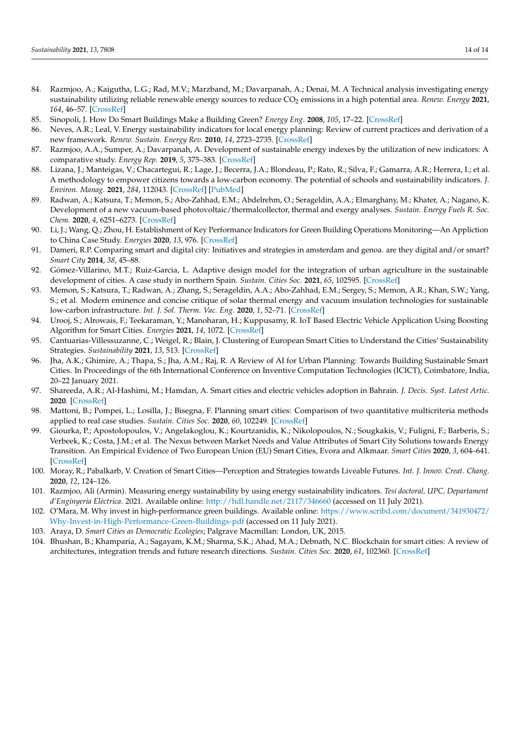84. Razmjoo, A.; Kaigutha, L.G.; Rad, M.V.; Marzband, M.; Davarpanah, A.; Denai, M. A Technical analysis investigating energy sustainability utilizing reliable renewable energy sources to reduce $CO_2$ emissions in a high potential area. *Renew. Energy* **2021**, *164*, 46–57. [CrossRef]
85. Sinopoli, J. How Do Smart Buildings Make a Building Green? *Energy Eng.* **2008**, *105*, 17–22. [CrossRef]
86. Neves, A.R.; Leal, V. Energy sustainability indicators for local energy planning: Review of current practices and derivation of a new framework. *Renew. Sustain. Energy Rev.* **2010**, *14*, 2723–2735. [CrossRef]
87. Razmjoo, A.A.; Sumper, A.; Davarpanah, A. Development of sustainable energy indexes by the utilization of new indicators: A comparative study. *Energy Rep.* **2019**, *5*, 375–383. [CrossRef]
88. Lizana, J.; Manteigas, V.; Chacartegui, R.; Lage, J.; Becerra, J.A.; Blondeau, P.; Rato, R.; Silva, F.; Gamarra, A.R.; Herrera, I.; et al. A methodology to empower citizens towards a low-carbon economy. The potential of schools and sustainability indicators. *J. Environ. Manag.* **2021**, *284*, 112043. [CrossRef] [PubMed]
89. Radwan, A.; Katsura, T.; Memon, S.; Abo-Zahhad, E.M.; Abdelrehm, O.; Serageldin, A.A.; Elmarghany, M.; Khater, A.; Nagano, K. Development of a new vacuum-based photovoltaic/thermalcollector, thermal and exergy analyses. *Sustain. Energy Fuels R. Soc. Chem.* **2020**, *4*, 6251–6273. [CrossRef]
90. Li, J.; Wang, Q.; Zhou, H. Establishment of Key Performance Indicators for Green Building Operations Monitoring—An Appliction to China Case Study. *Energies* **2020**, *13*, 976. [CrossRef]
91. Dameri, R.P. Comparing smart and digital city: Initiatives and strategies in amsterdam and genoa. are they digital and/or smart? *Smart City* **2014**, *38*, 45–88.
92. Gómez-Villarino, M.T.; Ruiz-Garcia, L. Adaptive design model for the integration of urban agriculture in the sustainable development of cities. A case study in northern Spain. *Sustain. Cities Soc.* **2021**, *65*, 102595. [CrossRef]
93. Memon, S.; Katsura, T.; Radwan, A.; Zhang, S.; Serageldin, A.A.; Abo-Zahhad, E.M.; Sergey, S.; Memon, A.R.; Khan, S.W.; Yang, S.; et al. Modern eminence and concise critique of solar thermal energy and vacuum insulation technologies for sustainable low-carbon infrastructure. *Int. J. Sol. Therm. Vac. Eng.* **2020**, *1*, 52–71. [CrossRef]
94. Urooj, S.; Alrowais, F.; Teekaraman, Y.; Manoharan, H.; Kuppusamy, R. IoT Based Electric Vehicle Application Using Boosting Algorithm for Smart Cities. *Energies* **2021**, *14*, 1072. [CrossRef]
95. Cantuarias-Villessuzanne, C.; Weigel, R.; Blain, J. Clustering of European Smart Cities to Understand the Cities' Sustainability Strategies. *Sustainability* **2021**, *13*, 513. [CrossRef]
96. Jha, A.K.; Ghimire, A.; Thapa, S.; Jha, A.M.; Raj, R. A Review of AI for Urban Planning: Towards Building Sustainable Smart Cities. In Proceedings of the 6th International Conference on Inventive Computation Technologies (ICICT), Coimbatore, India, 20–22 January 2021.
97. Shareeda, A.R.; Al-Hashimi, M.; Hamdan, A. Smart cities and electric vehicles adoption in Bahrain. *J. Decis. Syst. Latest Artic.* **2020**. [CrossRef]
98. Mattoni, B.; Pompei, L.; Losilla, J.; Bisegna, F. Planning smart cities: Comparison of two quantitative multicriteria methods applied to real case studies. *Sustain. Cities Soc.* **2020**, *60*, 102249. [CrossRef]
99. Giourka, P.; Apostolopoulos, V.; Angelakoglou, K.; Kourtzanidis, K.; Nikolopoulos, N.; Sougkakis, V.; Fuligni, F.; Barberis, S.; Verbeek, K.; Costa, J.M.; et al. The Nexus between Market Needs and Value Attributes of Smart City Solutions towards Energy Transition. An Empirical Evidence of Two European Union (EU) Smart Cities, Evora and Alkmaar. *Smart Cities* **2020**, *3*, 604–641. [CrossRef]
100. Moray, R.; Pabalkarb, V. Creation of Smart Cities—Perception and Strategies towards Liveable Futures. *Int. J. Innov. Creat. Chang.* **2020**, *12*, 124–126.
101. Razmjoo, Ali (Armin). Measuring energy sustainability by using energy sustainability indicators. *Tesi doctoral, UPC, Departament d'Enginyeria Elèctrica.* 2021. Available online: http://hdl.handle.net/2117/346660 (accessed on 11 July 2021).
102. O'Mara, M. Why invest in high-performance green buildings. Available online: https://www.scribd.com/document/341930472/Why-Invest-in-High-Performance-Green-Buildings-pdf (accessed on 11 July 2021).
103. Araya, D. *Smart Cities as Democratic Ecologies*; Palgrave Macmillan: London, UK, 2015.
104. Bhushan, B.; Khamparia, A.; Sagayam, K.M.; Sharma, S.K.; Ahad, M.A.; Debnath, N.C. Blockchain for smart cities: A review of architectures, integration trends and future research directions. *Sustain. Cities Soc.* **2020**, *61*, 102360. [CrossRef]